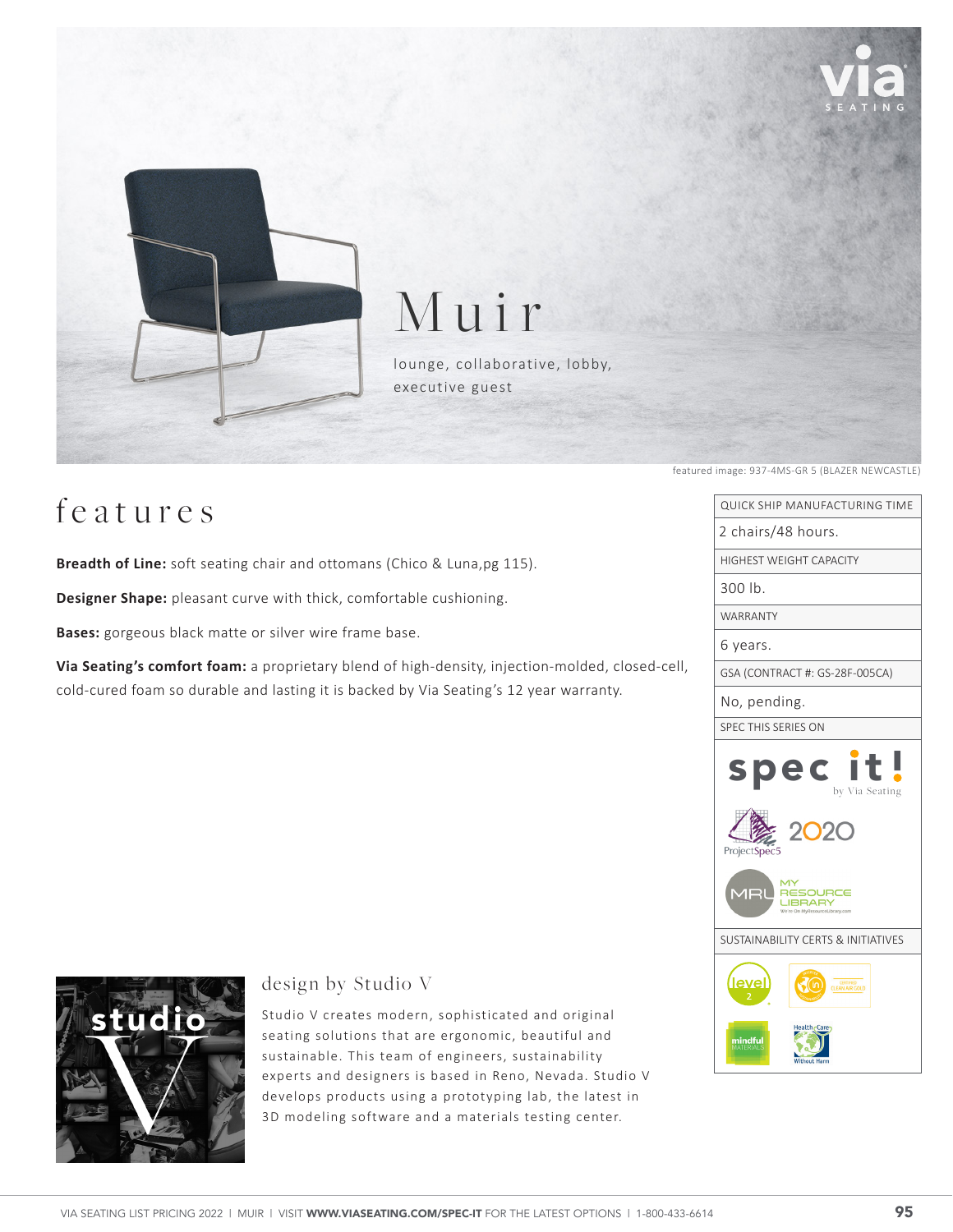via SEATING

# Muir

lounge, collaborative, lobby, executive guest

featured image: 937-4MS-GR 5 (BLAZER NEWCASTLE)

## features

**Breadth of Line:** soft seating chair and ottomans (Chico & Luna,pg 115).

**Designer Shape:** pleasant curve with thick, comfortable cushioning.

**Bases:** gorgeous black matte or silver wire frame base.

**Via Seating's comfort foam:** a proprietary blend of high-density, injection-molded, closed-cell, cold-cured foam so durable and lasting it is backed by Via Seating's 12 year warranty.

| |
|---|
| QUICK SHIP MANUFACTURING TIME |
| 2 chairs/48 hours. |
| HIGHEST WEIGHT CAPACITY |
| 300 lb. |
| WARRANTY |
| 6 years. |
| GSA (CONTRACT #: GS-28F-005CA) |
| No, pending. |
| SPEC THIS SERIES ON |
| spec it! by Via Seating; ProjectSpec5; 2020; MRL My Resource Library |
| SUSTAINABILITY CERTS & INITIATIVES |
| level 2; Clean Air Gold; mindful MATERIALS; Health Care Without Harm |

### design by Studio V

Studio V creates modern, sophisticated and original seating solutions that are ergonomic, beautiful and sustainable. This team of engineers, sustainability experts and designers is based in Reno, Nevada. Studio V develops products using a prototyping lab, the latest in 3D modeling software and a materials testing center.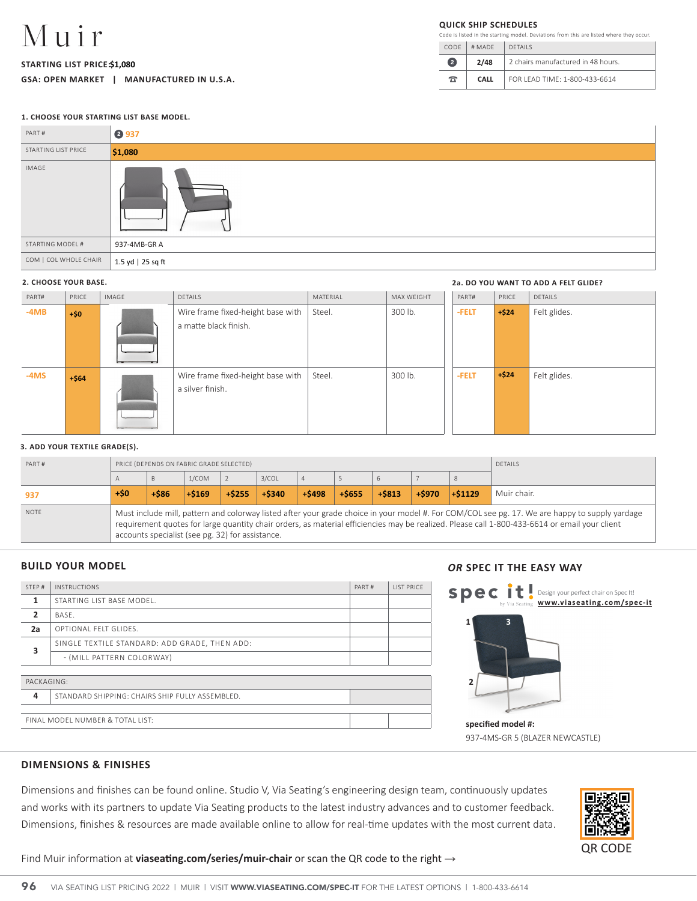# Muir

**STARTING LIST PRICE:$1,080**

**GSA: OPEN MARKET | MANUFACTURED IN U.S.A.**

## QUICK SHIP SCHEDULES

Code is listed in the starting model. Deviations from this are listed where they occur.

| CODE | # MADE | DETAILS |
|---|---|---|
| 2 | 2/48 | 2 chairs manufactured in 48 hours. |
| ☎ | CALL | FOR LEAD TIME: 1-800-433-6614 |

### 1. CHOOSE YOUR STARTING LIST BASE MODEL.

| | |
|---|---|
| PART # | 2 937 |
| STARTING LIST PRICE | $1,080 |
| IMAGE | |
| STARTING MODEL # | 937-4MB-GR A |
| COM \| COL WHOLE CHAIR | 1.5 yd \| 25 sq ft |

### 2. CHOOSE YOUR BASE.

| PART# | PRICE | IMAGE | DETAILS | MATERIAL | MAX WEIGHT |
|---|---|---|---|---|---|
| -4MB | +$0 | | Wire frame fixed-height base with a matte black finish. | Steel. | 300 lb. |
| -4MS | +$64 | | Wire frame fixed-height base with a silver finish. | Steel. | 300 lb. |

### 2a. DO YOU WANT TO ADD A FELT GLIDE?

| PART# | PRICE | DETAILS |
|---|---|---|
| -FELT | +$24 | Felt glides. |
| -FELT | +$24 | Felt glides. |

### 3. ADD YOUR TEXTILE GRADE(S).

| PART # | PRICE (DEPENDS ON FABRIC GRADE SELECTED) | | | | | | | | | | DETAILS |
|---|---|---|---|---|---|---|---|---|---|---|---|
| | A | B | 1/COM | 2 | 3/COL | 4 | 5 | 6 | 7 | 8 | |
| 937 | +$0 | +$86 | +$169 | +$255 | +$340 | +$498 | +$655 | +$813 | +$970 | +$1129 | Muir chair. |
| NOTE | Must include mill, pattern and colorway listed after your grade choice in your model #. For COM/COL see pg. 17. We are happy to supply yardage requirement quotes for large quantity chair orders, as material efficiencies may be realized. Please call 1-800-433-6614 or email your client accounts specialist (see pg. 32) for assistance. | | | | | | | | | | |

## BUILD YOUR MODEL

| STEP # | INSTRUCTIONS | PART # | LIST PRICE |
|---|---|---|---|
| 1 | STARTING LIST BASE MODEL. | | |
| 2 | BASE. | | |
| 2a | OPTIONAL FELT GLIDES. | | |
| 3 | SINGLE TEXTILE STANDARD: ADD GRADE, THEN ADD: | | |
| | - (MILL PATTERN COLORWAY) | | |
| PACKAGING: | | | |
| 4 | STANDARD SHIPPING: CHAIRS SHIP FULLY ASSEMBLED. | | |
| FINAL MODEL NUMBER & TOTAL LIST: | | | |

## *OR* SPEC IT THE EASY WAY

spec it! by Via Seating — Design your perfect chair on Spec It! **www.viaseating.com/spec-it**

1 3 2

**specified model #:**
937-4MS-GR 5 (BLAZER NEWCASTLE)

## DIMENSIONS & FINISHES

Dimensions and finishes can be found online. Studio V, Via Seating's engineering design team, continuously updates and works with its partners to update Via Seating products to the latest industry advances and to customer feedback. Dimensions, finishes & resources are made available online to allow for real-time updates with the most current data.

Find Muir information at **viaseating.com/series/muir-chair** or scan the QR code to the right →

QR CODE